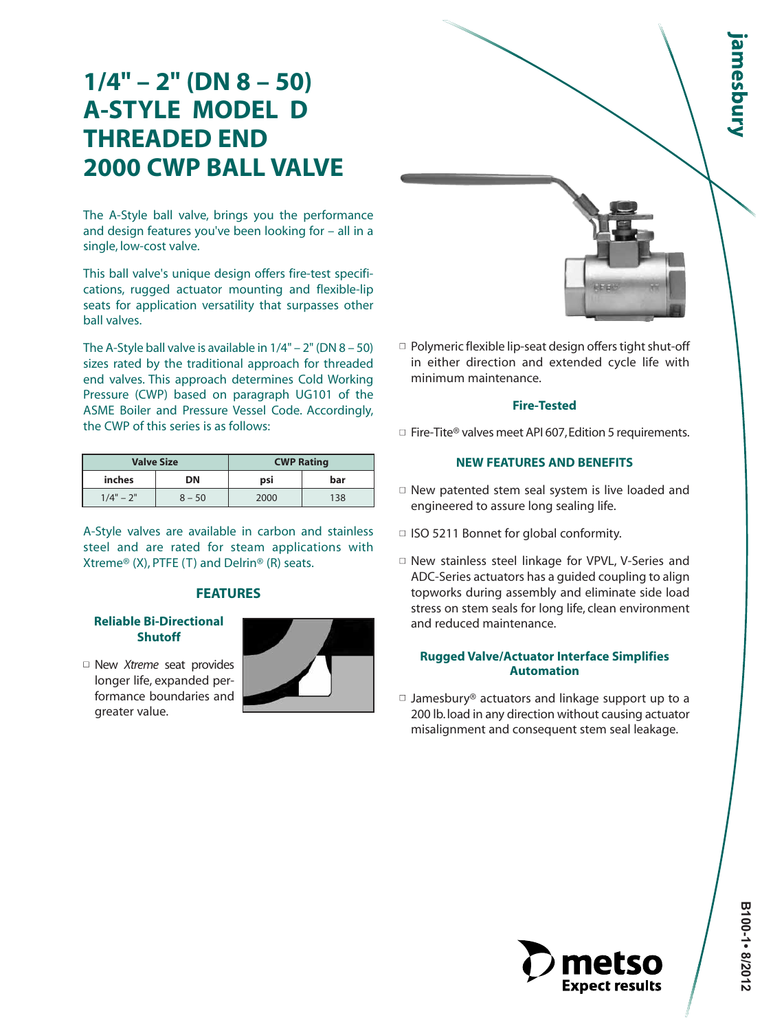# 1/4" – 2" (DN 8 – 50) A-STYLE MODEL D THREADED END 2000 CWP BALL VALVE

The A-Style ball valve, brings you the performance and design features you've been looking for – all in a single, low-cost valve.

This ball valve's unique design offers fire-test specifications, rugged actuator mounting and flexible-lip seats for application versatility that surpasses other ball valves.

The A-Style ball valve is available in 1/4" – 2" (DN 8 – 50) sizes rated by the traditional approach for threaded end valves. This approach determines Cold Working Pressure (CWP) based on paragraph UG101 of the ASME Boiler and Pressure Vessel Code. Accordingly, the CWP of this series is as follows:

| Valve Size | | CWP Rating | |
|---|---|---|---|
| inches | DN | psi | bar |
| 1/4" – 2" | 8 – 50 | 2000 | 138 |

A-Style valves are available in carbon and stainless steel and are rated for steam applications with Xtreme® (X), PTFE (T) and Delrin® (R) seats.

## FEATURES

### Reliable Bi-Directional Shutoff

- New *Xtreme* seat provides longer life, expanded performance boundaries and greater value.
- Polymeric flexible lip-seat design offers tight shut-off in either direction and extended cycle life with minimum maintenance.

### Fire-Tested

- Fire-Tite® valves meet API 607, Edition 5 requirements.

### NEW FEATURES AND BENEFITS

- New patented stem seal system is live loaded and engineered to assure long sealing life.
- ISO 5211 Bonnet for global conformity.
- New stainless steel linkage for VPVL, V-Series and ADC-Series actuators has a guided coupling to align topworks during assembly and eliminate side load stress on stem seals for long life, clean environment and reduced maintenance.

### Rugged Valve/Actuator Interface Simplifies Automation

- Jamesbury® actuators and linkage support up to a 200 lb. load in any direction without causing actuator misalignment and consequent stem seal leakage.

metso
Expect results

B100-1 • 8/2012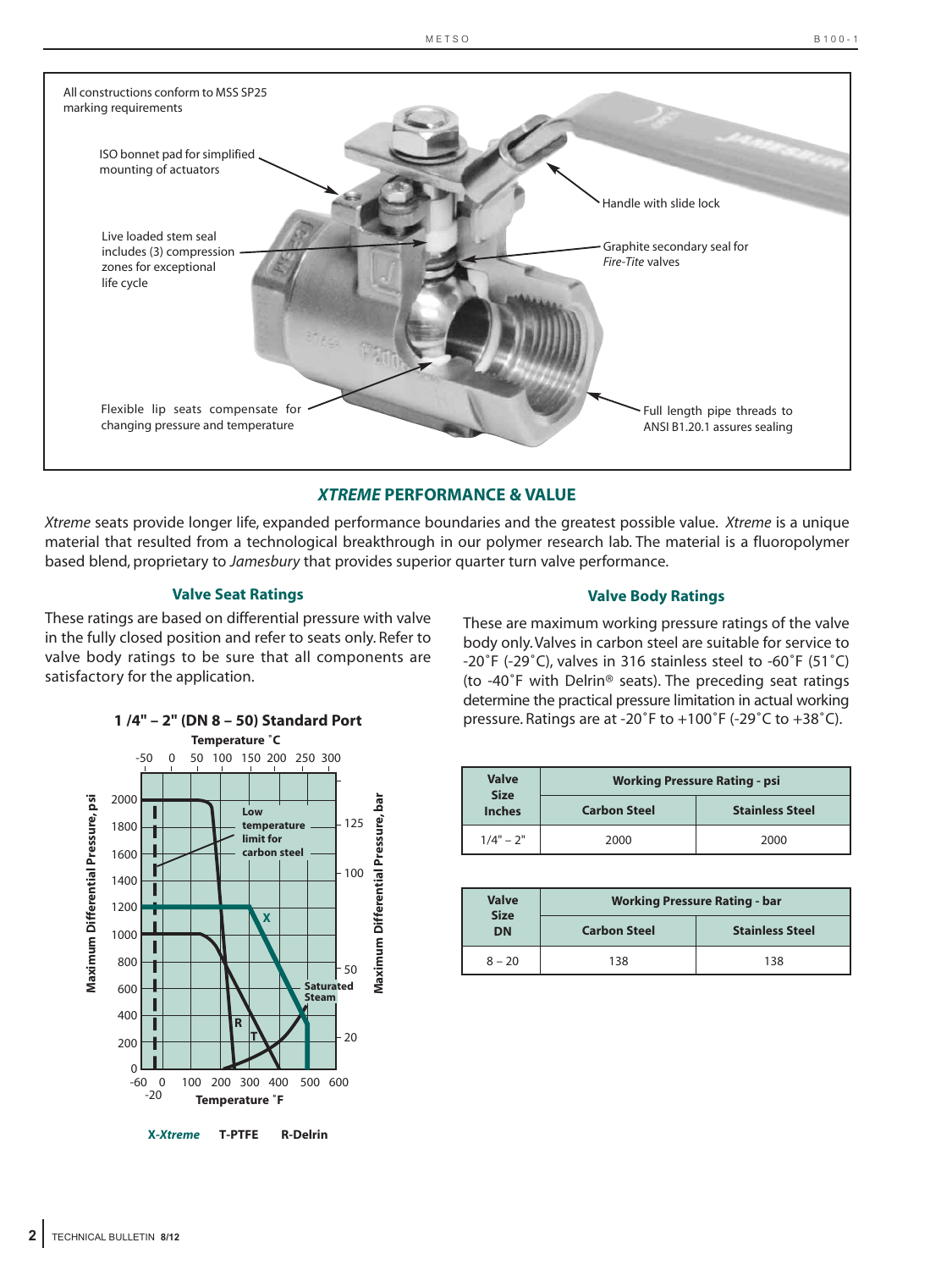All constructions conform to MSS SP25 marking requirements

ISO bonnet pad for simplified mounting of actuators

Live loaded stem seal includes (3) compression zones for exceptional life cycle

Flexible lip seats compensate for changing pressure and temperature

Handle with slide lock

Graphite secondary seal for *Fire-Tite* valves

Full length pipe threads to ANSI B1.20.1 assures sealing

## *XTREME* PERFORMANCE & VALUE

*Xtreme* seats provide longer life, expanded performance boundaries and the greatest possible value. *Xtreme* is a unique material that resulted from a technological breakthrough in our polymer research lab. The material is a fluoropolymer based blend, proprietary to *Jamesbury* that provides superior quarter turn valve performance.

### Valve Seat Ratings

These ratings are based on differential pressure with valve in the fully closed position and refer to seats only. Refer to valve body ratings to be sure that all components are satisfactory for the application.

**1 /4" – 2" (DN 8 – 50) Standard Port**

**X-*Xtreme*** **T-PTFE** **R-Delrin**

### Valve Body Ratings

These are maximum working pressure ratings of the valve body only. Valves in carbon steel are suitable for service to -20˚F (-29˚C), valves in 316 stainless steel to -60˚F (51˚C) (to -40˚F with Delrin® seats). The preceding seat ratings determine the practical pressure limitation in actual working pressure. Ratings are at -20˚F to +100˚F (-29˚C to +38˚C).

| Valve Size Inches | Working Pressure Rating - psi | |
|---|---|---|
| | Carbon Steel | Stainless Steel |
| 1/4" – 2" | 2000 | 2000 |

| Valve Size DN | Working Pressure Rating - bar | |
|---|---|---|
| | Carbon Steel | Stainless Steel |
| 8 – 20 | 138 | 138 |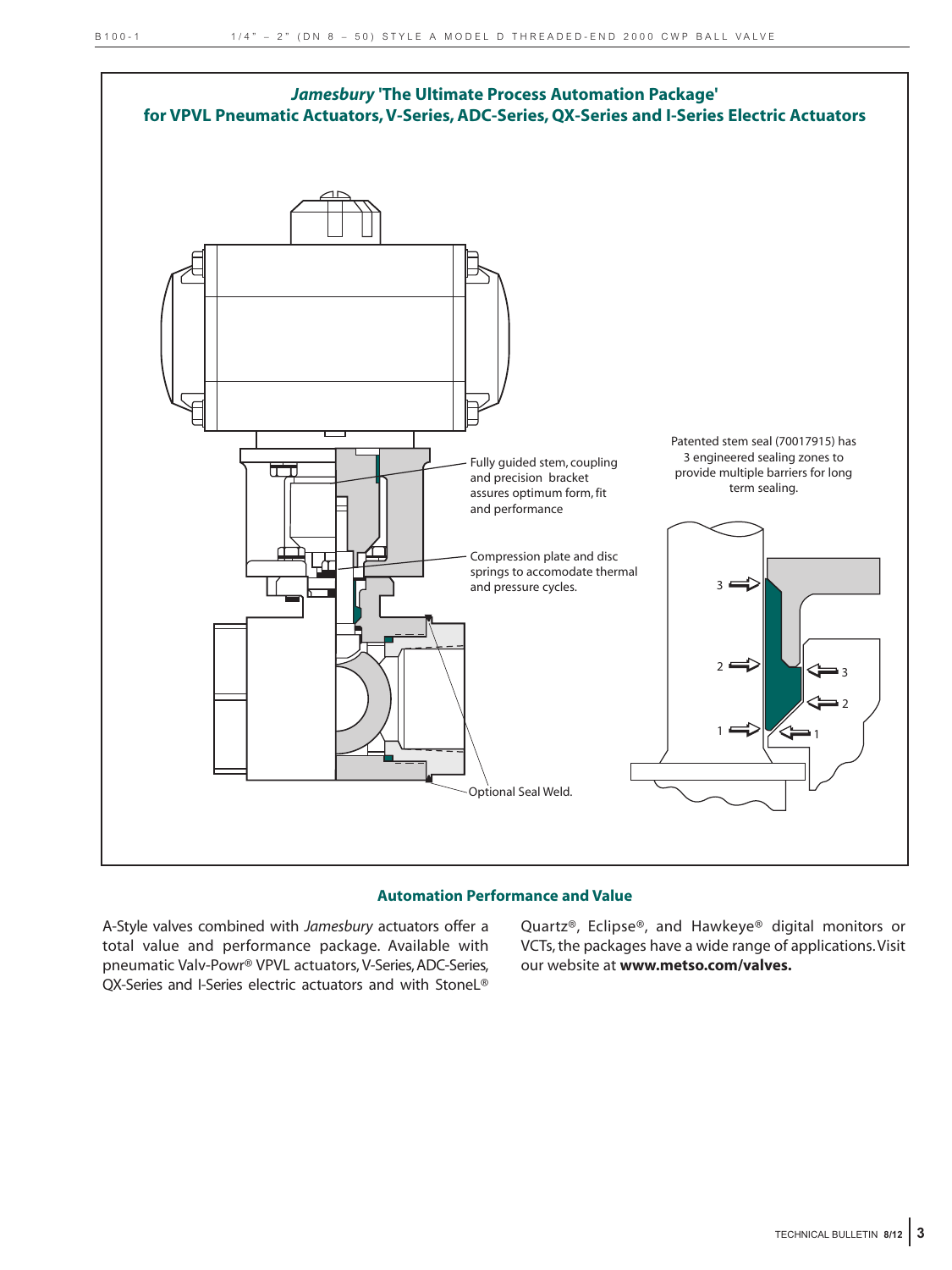## *Jamesbury* 'The Ultimate Process Automation Package' for VPVL Pneumatic Actuators, V-Series, ADC-Series, QX-Series and I-Series Electric Actuators

Fully guided stem, coupling and precision bracket assures optimum form, fit and performance

Compression plate and disc springs to accomodate thermal and pressure cycles.

Optional Seal Weld.

Patented stem seal (70017915) has 3 engineered sealing zones to provide multiple barriers for long term sealing.

### Automation Performance and Value

A-Style valves combined with *Jamesbury* actuators offer a total value and performance package. Available with pneumatic Valv-Powr® VPVL actuators, V-Series, ADC-Series, QX-Series and I-Series electric actuators and with StoneL® Quartz®, Eclipse®, and Hawkeye® digital monitors or VCTs, the packages have a wide range of applications. Visit our website at **www.metso.com/valves.**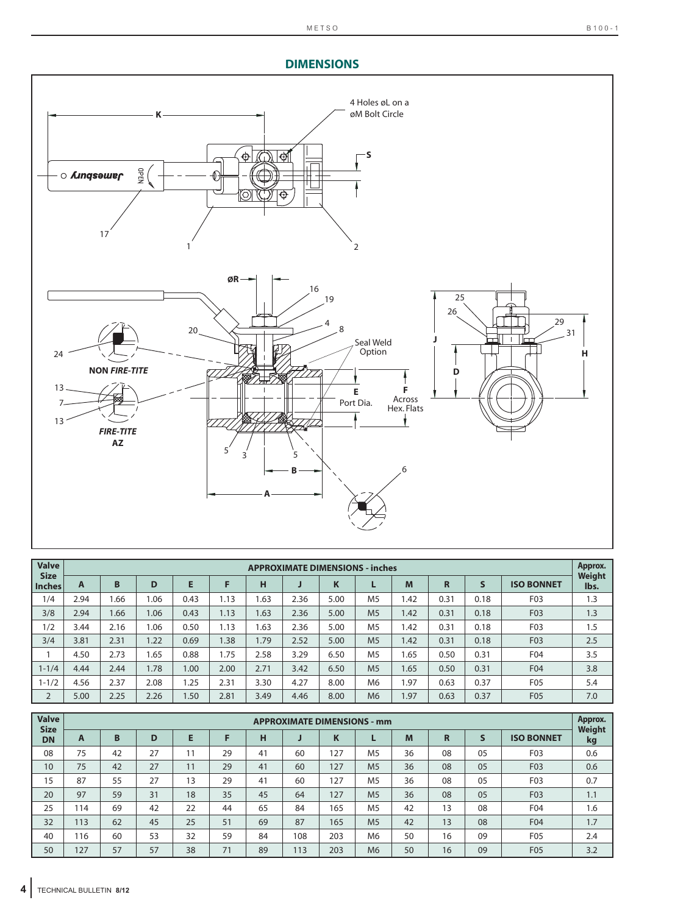## DIMENSIONS

| Valve Size Inches | APPROXIMATE DIMENSIONS - inches | | | | | | | | | | | | | Approx. Weight lbs. |
|---|---|---|---|---|---|---|---|---|---|---|---|---|---|---|
| | A | B | D | E | F | H | J | K | L | M | R | S | ISO BONNET | |
| 1/4 | 2.94 | 1.66 | 1.06 | 0.43 | 1.13 | 1.63 | 2.36 | 5.00 | M5 | 1.42 | 0.31 | 0.18 | F03 | 1.3 |
| 3/8 | 2.94 | 1.66 | 1.06 | 0.43 | 1.13 | 1.63 | 2.36 | 5.00 | M5 | 1.42 | 0.31 | 0.18 | F03 | 1.3 |
| 1/2 | 3.44 | 2.16 | 1.06 | 0.50 | 1.13 | 1.63 | 2.36 | 5.00 | M5 | 1.42 | 0.31 | 0.18 | F03 | 1.5 |
| 3/4 | 3.81 | 2.31 | 1.22 | 0.69 | 1.38 | 1.79 | 2.52 | 5.00 | M5 | 1.42 | 0.31 | 0.18 | F03 | 2.5 |
| 1 | 4.50 | 2.73 | 1.65 | 0.88 | 1.75 | 2.58 | 3.29 | 6.50 | M5 | 1.65 | 0.50 | 0.31 | F04 | 3.5 |
| 1-1/4 | 4.44 | 2.44 | 1.78 | 1.00 | 2.00 | 2.71 | 3.42 | 6.50 | M5 | 1.65 | 0.50 | 0.31 | F04 | 3.8 |
| 1-1/2 | 4.56 | 2.37 | 2.08 | 1.25 | 2.31 | 3.30 | 4.27 | 8.00 | M6 | 1.97 | 0.63 | 0.37 | F05 | 5.4 |
| 2 | 5.00 | 2.25 | 2.26 | 1.50 | 2.81 | 3.49 | 4.46 | 8.00 | M6 | 1.97 | 0.63 | 0.37 | F05 | 7.0 |

| Valve Size DN | APPROXIMATE DIMENSIONS - mm | | | | | | | | | | | | | Approx. Weight kg |
|---|---|---|---|---|---|---|---|---|---|---|---|---|---|---|
| | A | B | D | E | F | H | J | K | L | M | R | S | ISO BONNET | |
| 08 | 75 | 42 | 27 | 11 | 29 | 41 | 60 | 127 | M5 | 36 | 08 | 05 | F03 | 0.6 |
| 10 | 75 | 42 | 27 | 11 | 29 | 41 | 60 | 127 | M5 | 36 | 08 | 05 | F03 | 0.6 |
| 15 | 87 | 55 | 27 | 13 | 29 | 41 | 60 | 127 | M5 | 36 | 08 | 05 | F03 | 0.7 |
| 20 | 97 | 59 | 31 | 18 | 35 | 45 | 64 | 127 | M5 | 36 | 08 | 05 | F03 | 1.1 |
| 25 | 114 | 69 | 42 | 22 | 44 | 65 | 84 | 165 | M5 | 42 | 13 | 08 | F04 | 1.6 |
| 32 | 113 | 62 | 45 | 25 | 51 | 69 | 87 | 165 | M5 | 42 | 13 | 08 | F04 | 1.7 |
| 40 | 116 | 60 | 53 | 32 | 59 | 84 | 108 | 203 | M6 | 50 | 16 | 09 | F05 | 2.4 |
| 50 | 127 | 57 | 57 | 38 | 71 | 89 | 113 | 203 | M6 | 50 | 16 | 09 | F05 | 3.2 |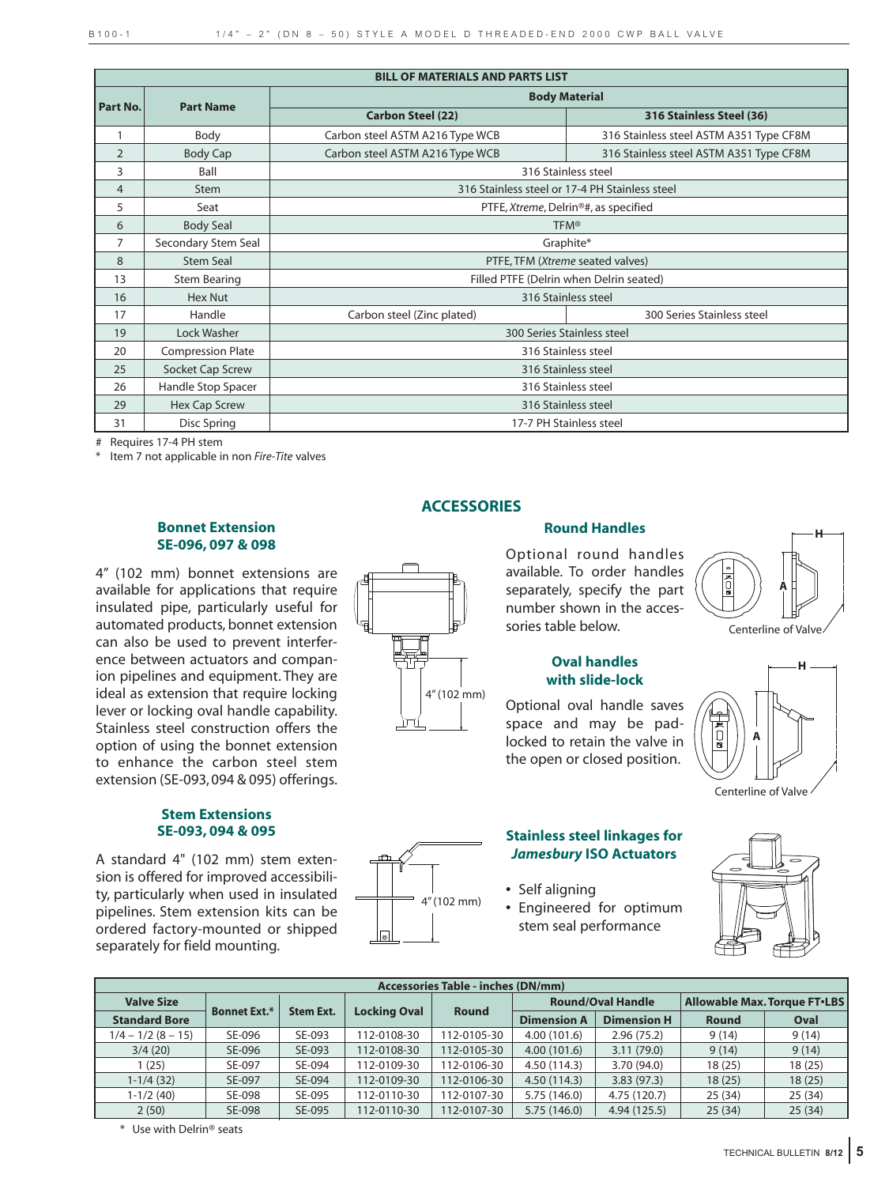## BILL OF MATERIALS AND PARTS LIST

| Part No. | Part Name | Body Material | |
|---|---|---|---|
| | | Carbon Steel (22) | 316 Stainless Steel (36) |
| 1 | Body | Carbon steel ASTM A216 Type WCB | 316 Stainless steel ASTM A351 Type CF8M |
| 2 | Body Cap | Carbon steel ASTM A216 Type WCB | 316 Stainless steel ASTM A351 Type CF8M |
| 3 | Ball | 316 Stainless steel | |
| 4 | Stem | 316 Stainless steel or 17-4 PH Stainless steel | |
| 5 | Seat | PTFE, *Xtreme*, Delrin®#, as specified | |
| 6 | Body Seal | TFM® | |
| 7 | Secondary Stem Seal | Graphite* | |
| 8 | Stem Seal | PTFE, TFM (*Xtreme* seated valves) | |
| 13 | Stem Bearing | Filled PTFE (Delrin when Delrin seated) | |
| 16 | Hex Nut | 316 Stainless steel | |
| 17 | Handle | Carbon steel (Zinc plated) | 300 Series Stainless steel |
| 19 | Lock Washer | 300 Series Stainless steel | |
| 20 | Compression Plate | 316 Stainless steel | |
| 25 | Socket Cap Screw | 316 Stainless steel | |
| 26 | Handle Stop Spacer | 316 Stainless steel | |
| 29 | Hex Cap Screw | 316 Stainless steel | |
| 31 | Disc Spring | 17-7 PH Stainless steel | |

\# Requires 17-4 PH stem

\* Item 7 not applicable in non *Fire-Tite* valves

## ACCESSORIES

### Bonnet Extension SE-096, 097 & 098

4″ (102 mm) bonnet extensions are available for applications that require insulated pipe, particularly useful for automated products, bonnet extension can also be used to prevent interference between actuators and companion pipelines and equipment. They are ideal as extension that require locking lever or locking oval handle capability. Stainless steel construction offers the option of using the bonnet extension to enhance the carbon steel stem extension (SE-093, 094 & 095) offerings.

4″ (102 mm)

### Stem Extensions SE-093, 094 & 095

A standard 4" (102 mm) stem extension is offered for improved accessibility, particularly when used in insulated pipelines. Stem extension kits can be ordered factory-mounted or shipped separately for field mounting.

4″ (102 mm)

### Round Handles

Optional round handles available. To order handles separately, specify the part number shown in the accessories table below.

H, A, Centerline of Valve

### Oval handles with slide-lock

Optional oval handle saves space and may be padlocked to retain the valve in the open or closed position.

H, A, Centerline of Valve

### Stainless steel linkages for *Jamesbury* ISO Actuators

- Self aligning
- Engineered for optimum stem seal performance

## Accessories Table - inches (DN/mm)

| Valve Size | Bonnet Ext.* | Stem Ext. | Locking Oval | Round | Round/Oval Handle | | Allowable Max. Torque FT•LBS | |
|---|---|---|---|---|---|---|---|---|
| Standard Bore | | | | | Dimension A | Dimension H | Round | Oval |
| 1/4 – 1/2 (8 – 15) | SE-096 | SE-093 | 112-0108-30 | 112-0105-30 | 4.00 (101.6) | 2.96 (75.2) | 9 (14) | 9 (14) |
| 3/4 (20) | SE-096 | SE-093 | 112-0108-30 | 112-0105-30 | 4.00 (101.6) | 3.11 (79.0) | 9 (14) | 9 (14) |
| 1 (25) | SE-097 | SE-094 | 112-0109-30 | 112-0106-30 | 4.50 (114.3) | 3.70 (94.0) | 18 (25) | 18 (25) |
| 1-1/4 (32) | SE-097 | SE-094 | 112-0109-30 | 112-0106-30 | 4.50 (114.3) | 3.83 (97.3) | 18 (25) | 18 (25) |
| 1-1/2 (40) | SE-098 | SE-095 | 112-0110-30 | 112-0107-30 | 5.75 (146.0) | 4.75 (120.7) | 25 (34) | 25 (34) |
| 2 (50) | SE-098 | SE-095 | 112-0110-30 | 112-0107-30 | 5.75 (146.0) | 4.94 (125.5) | 25 (34) | 25 (34) |

\* Use with Delrin® seats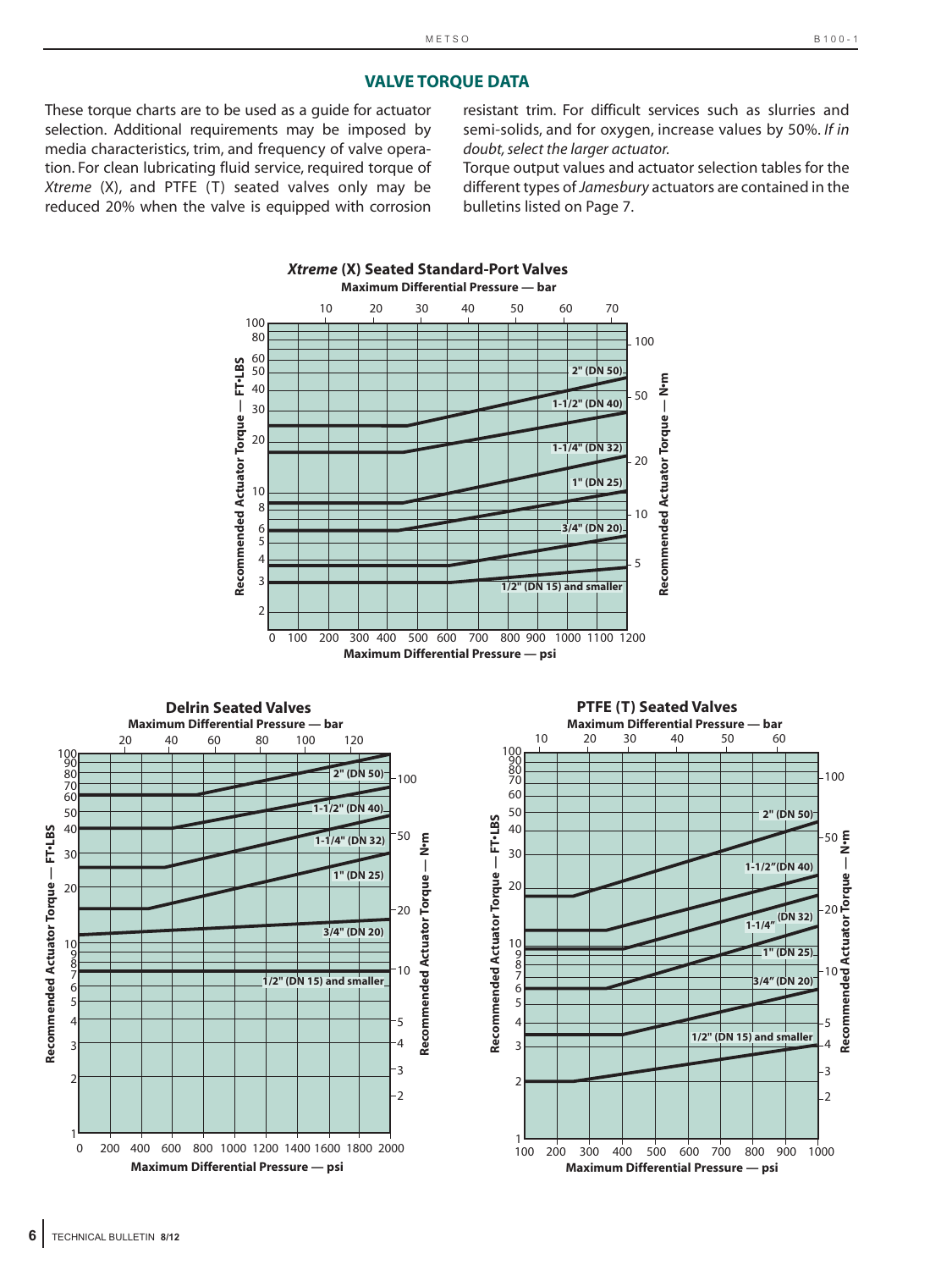## VALVE TORQUE DATA

These torque charts are to be used as a guide for actuator selection. Additional requirements may be imposed by media characteristics, trim, and frequency of valve operation. For clean lubricating fluid service, required torque of *Xtreme* (X), and PTFE (T) seated valves only may be reduced 20% when the valve is equipped with corrosion resistant trim. For difficult services such as slurries and semi-solids, and for oxygen, increase values by 50%. *If in doubt, select the larger actuator.*

Torque output values and actuator selection tables for the different types of *Jamesbury* actuators are contained in the bulletins listed on Page 7.

### *Xtreme* (X) Seated Standard-Port Valves

Maximum Differential Pressure — bar

Recommended Actuator Torque — FT•LBS / Recommended Actuator Torque — N•m

2" (DN 50)
1-1/2" (DN 40)
1-1/4" (DN 32)
1" (DN 25)
3/4" (DN 20)
1/2" (DN 15) and smaller

Maximum Differential Pressure — psi

### Delrin Seated Valves

Maximum Differential Pressure — bar

Recommended Actuator Torque — FT•LBS / Recommended Actuator Torque — N•m

2" (DN 50)
1-1/2" (DN 40)
1-1/4" (DN 32)
1" (DN 25)
3/4" (DN 20)
1/2" (DN 15) and smaller

Maximum Differential Pressure — psi

### PTFE (T) Seated Valves

Maximum Differential Pressure — bar

Recommended Actuator Torque — FT•LBS / Recommended Actuator Torque — N•m

2" (DN 50)
1-1/2" (DN 40)
1-1/4" (DN 32)
1" (DN 25)
3/4" (DN 20)
1/2" (DN 15) and smaller

Maximum Differential Pressure — psi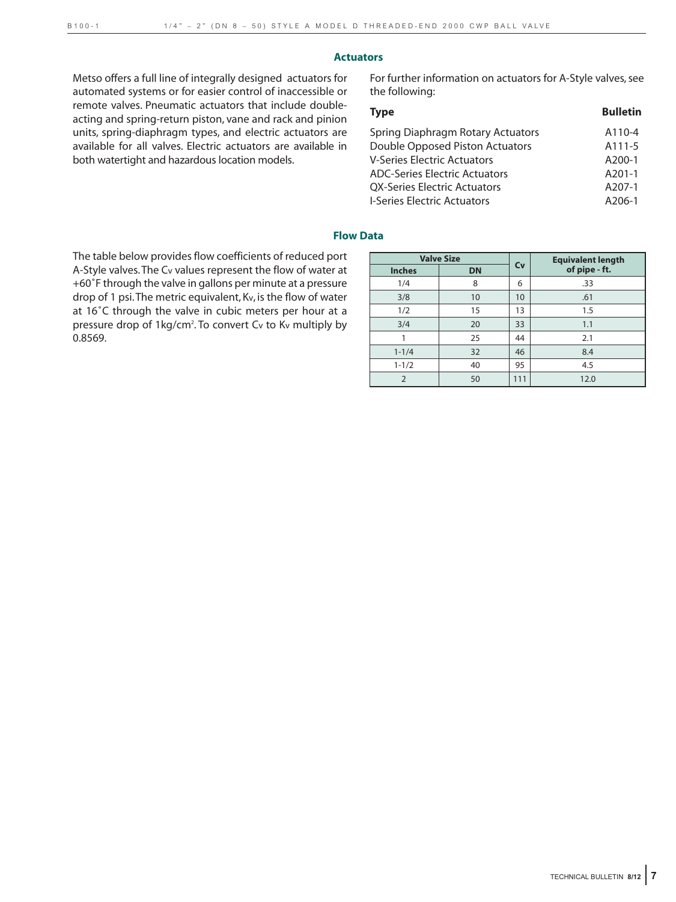## Actuators

Metso offers a full line of integrally designed actuators for automated systems or for easier control of inaccessible or remote valves. Pneumatic actuators that include double-acting and spring-return piston, vane and rack and pinion units, spring-diaphragm types, and electric actuators are available for all valves. Electric actuators are available in both watertight and hazardous location models.

For further information on actuators for A-Style valves, see the following:

| Type | Bulletin |
|---|---|
| Spring Diaphragm Rotary Actuators | A110-4 |
| Double Opposed Piston Actuators | A111-5 |
| V-Series Electric Actuators | A200-1 |
| ADC-Series Electric Actuators | A201-1 |
| QX-Series Electric Actuators | A207-1 |
| I-Series Electric Actuators | A206-1 |

## Flow Data

The table below provides flow coefficients of reduced port A-Style valves. The $C_v$ values represent the flow of water at +60˚F through the valve in gallons per minute at a pressure drop of 1 psi. The metric equivalent, $K_v$, is the flow of water at 16˚C through the valve in cubic meters per hour at a pressure drop of 1kg/cm$^2$. To convert $C_v$ to $K_v$ multiply by 0.8569.

| Valve Size | | Cv | Equivalent length of pipe - ft. |
|---|---|---|---|
| Inches | DN | | |
| 1/4 | 8 | 6 | .33 |
| 3/8 | 10 | 10 | .61 |
| 1/2 | 15 | 13 | 1.5 |
| 3/4 | 20 | 33 | 1.1 |
| 1 | 25 | 44 | 2.1 |
| 1-1/4 | 32 | 46 | 8.4 |
| 1-1/2 | 40 | 95 | 4.5 |
| 2 | 50 | 111 | 12.0 |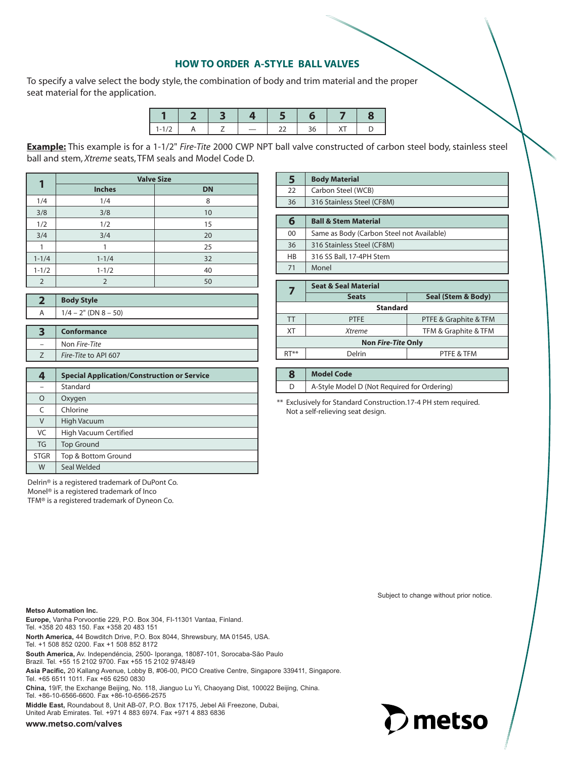## HOW TO ORDER A-STYLE BALL VALVES

To specify a valve select the body style, the combination of body and trim material and the proper seat material for the application.

| 1 | 2 | 3 | 4 | 5 | 6 | 7 | 8 |
|---|---|---|---|---|---|---|---|
| 1-1/2 | A | Z | — | 22 | 36 | XT | D |

**Example:** This example is for a 1-1/2" *Fire-Tite* 2000 CWP NPT ball valve constructed of carbon steel body, stainless steel ball and stem, *Xtreme* seats, TFM seals and Model Code D.

| 1 | Valve Size | |
|---|---|---|
| | Inches | DN |
| 1/4 | 1/4 | 8 |
| 3/8 | 3/8 | 10 |
| 1/2 | 1/2 | 15 |
| 3/4 | 3/4 | 20 |
| 1 | 1 | 25 |
| 1-1/4 | 1-1/4 | 32 |
| 1-1/2 | 1-1/2 | 40 |
| 2 | 2 | 50 |

| 2 | Body Style |
|---|---|
| A | 1/4 – 2" (DN 8 – 50) |

| 3 | Conformance |
|---|---|
| – | Non *Fire-Tite* |
| Z | *Fire-Tite* to API 607 |

| 4 | Special Application/Construction or Service |
|---|---|
| – | Standard |
| O | Oxygen |
| C | Chlorine |
| V | High Vacuum |
| VC | High Vacuum Certified |
| TG | Top Ground |
| STGR | Top & Bottom Ground |
| W | Seal Welded |

Delrin® is a registered trademark of DuPont Co.
Monel® is a registered trademark of Inco
TFM® is a registered trademark of Dyneon Co.

| 5 | Body Material |
|---|---|
| 22 | Carbon Steel (WCB) |
| 36 | 316 Stainless Steel (CF8M) |

| 6 | Ball & Stem Material |
|---|---|
| 00 | Same as Body (Carbon Steel not Available) |
| 36 | 316 Stainless Steel (CF8M) |
| HB | 316 SS Ball, 17-4PH Stem |
| 71 | Monel |

| 7 | Seat & Seal Material | |
|---|---|---|
| | Seats | Seal (Stem & Body) |
| | **Standard** | |
| TT | PTFE | PTFE & Graphite & TFM |
| XT | *Xtreme* | TFM & Graphite & TFM |
| | **Non *Fire-Tite* Only** | |
| RT** | Delrin | PTFE & TFM |

| 8 | Model Code |
|---|---|
| D | A-Style Model D (Not Required for Ordering) |

** Exclusively for Standard Construction.17-4 PH stem required. Not a self-relieving seat design.

Subject to change without prior notice.

**Metso Automation Inc.**

**Europe,** Vanha Porvoontie 229, P.O. Box 304, FI-11301 Vantaa, Finland.
Tel. +358 20 483 150. Fax +358 20 483 151

**North America,** 44 Bowditch Drive, P.O. Box 8044, Shrewsbury, MA 01545, USA.
Tel. +1 508 852 0200. Fax +1 508 852 8172

**South America,** Av. Independência, 2500- Iporanga, 18087-101, Sorocaba-São Paulo
Brazil. Tel. +55 15 2102 9700. Fax +55 15 2102 9748/49

**Asia Pacific,** 20 Kallang Avenue, Lobby B, #06-00, PICO Creative Centre, Singapore 339411, Singapore.
Tel. +65 6511 1011. Fax +65 6250 0830

**China,** 19/F, the Exchange Beijing, No. 118, Jianguo Lu Yi, Chaoyang Dist, 100022 Beijing, China.
Tel. +86-10-6566-6600. Fax +86-10-6566-2575

**Middle East,** Roundabout 8, Unit AB-07, P.O. Box 17175, Jebel Ali Freezone, Dubai,
United Arab Emirates. Tel. +971 4 883 6974. Fax +971 4 883 6836

**www.metso.com/valves**

metso